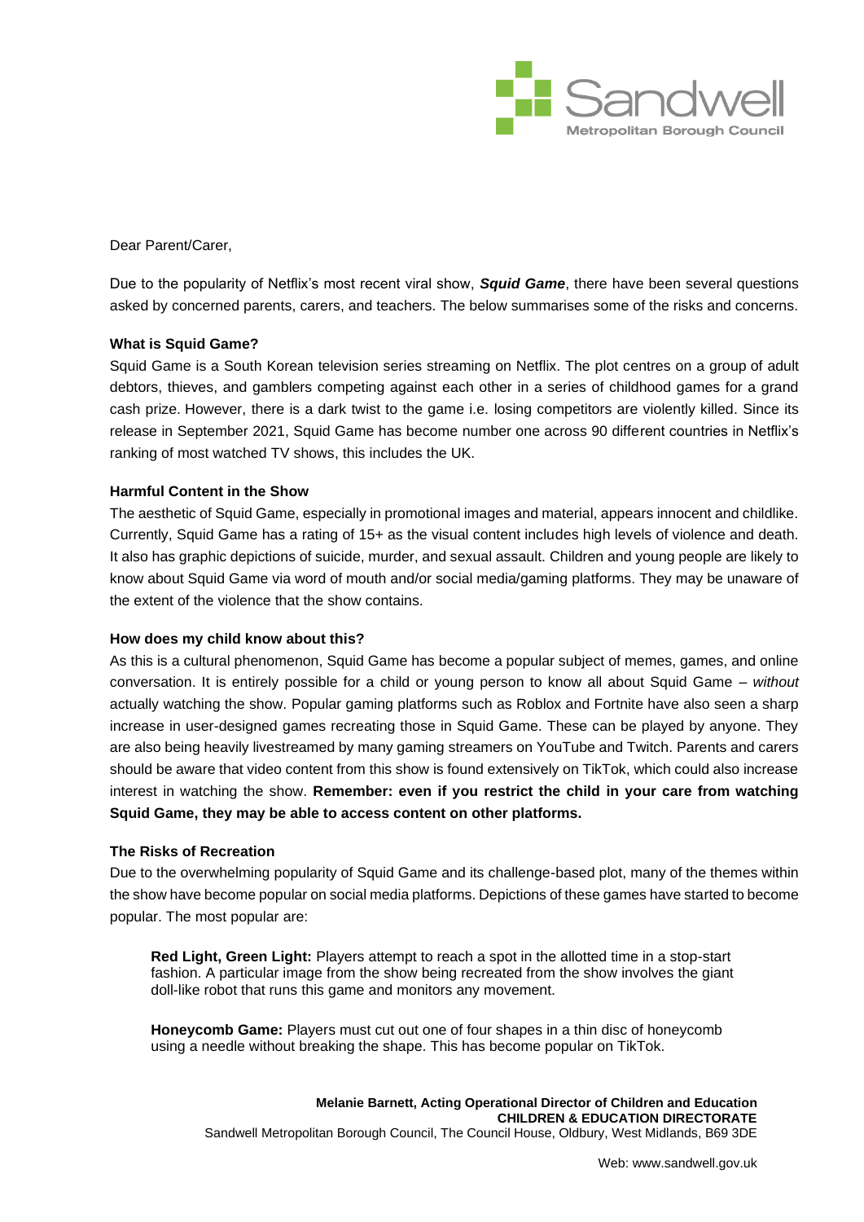Sandwell Metropolitan Borough Council

Dear Parent/Carer,

Due to the popularity of Netflix's most recent viral show, ***Squid Game***, there have been several questions asked by concerned parents, carers, and teachers. The below summarises some of the risks and concerns.

**What is Squid Game?**

Squid Game is a South Korean television series streaming on Netflix. The plot centres on a group of adult debtors, thieves, and gamblers competing against each other in a series of childhood games for a grand cash prize. However, there is a dark twist to the game i.e. losing competitors are violently killed. Since its release in September 2021, Squid Game has become number one across 90 different countries in Netflix's ranking of most watched TV shows, this includes the UK.

**Harmful Content in the Show**

The aesthetic of Squid Game, especially in promotional images and material, appears innocent and childlike. Currently, Squid Game has a rating of 15+ as the visual content includes high levels of violence and death. It also has graphic depictions of suicide, murder, and sexual assault. Children and young people are likely to know about Squid Game via word of mouth and/or social media/gaming platforms. They may be unaware of the extent of the violence that the show contains.

**How does my child know about this?**

As this is a cultural phenomenon, Squid Game has become a popular subject of memes, games, and online conversation. It is entirely possible for a child or young person to know all about Squid Game – *without* actually watching the show. Popular gaming platforms such as Roblox and Fortnite have also seen a sharp increase in user-designed games recreating those in Squid Game. These can be played by anyone. They are also being heavily livestreamed by many gaming streamers on YouTube and Twitch. Parents and carers should be aware that video content from this show is found extensively on TikTok, which could also increase interest in watching the show. **Remember: even if you restrict the child in your care from watching Squid Game, they may be able to access content on other platforms.**

**The Risks of Recreation**

Due to the overwhelming popularity of Squid Game and its challenge-based plot, many of the themes within the show have become popular on social media platforms. Depictions of these games have started to become popular. The most popular are:

**Red Light, Green Light:** Players attempt to reach a spot in the allotted time in a stop-start fashion. A particular image from the show being recreated from the show involves the giant doll-like robot that runs this game and monitors any movement.

**Honeycomb Game:** Players must cut out one of four shapes in a thin disc of honeycomb using a needle without breaking the shape. This has become popular on TikTok.

**Melanie Barnett, Acting Operational Director of Children and Education**
**CHILDREN & EDUCATION DIRECTORATE**
Sandwell Metropolitan Borough Council, The Council House, Oldbury, West Midlands, B69 3DE

Web: www.sandwell.gov.uk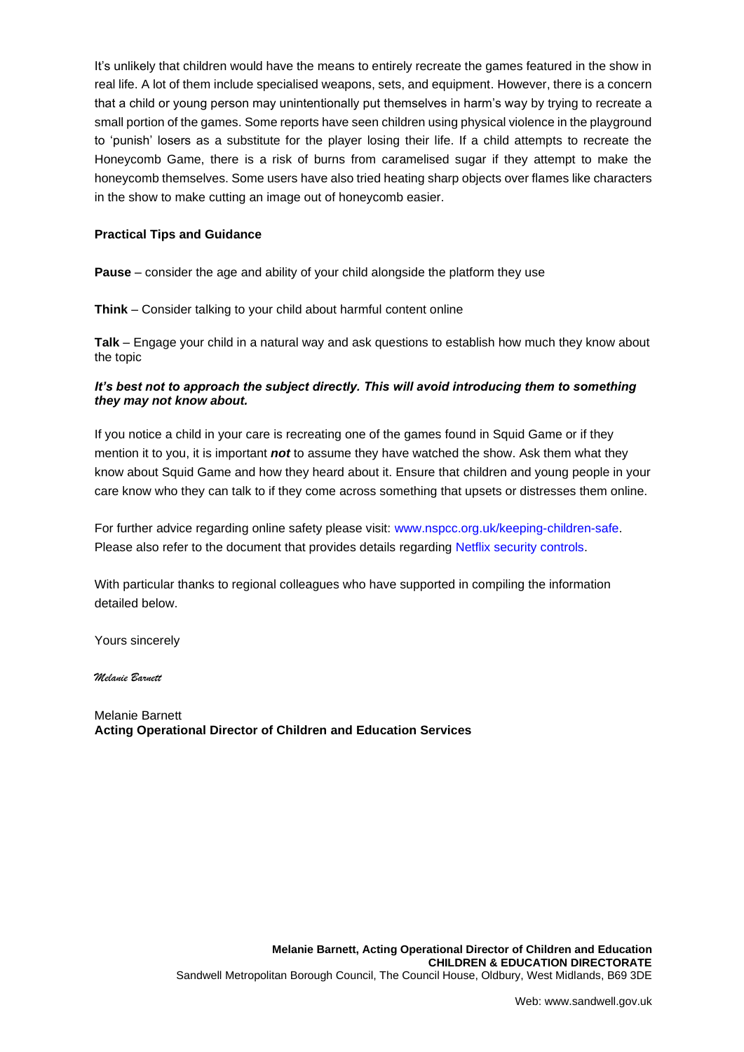It's unlikely that children would have the means to entirely recreate the games featured in the show in real life. A lot of them include specialised weapons, sets, and equipment. However, there is a concern that a child or young person may unintentionally put themselves in harm's way by trying to recreate a small portion of the games. Some reports have seen children using physical violence in the playground to 'punish' losers as a substitute for the player losing their life. If a child attempts to recreate the Honeycomb Game, there is a risk of burns from caramelised sugar if they attempt to make the honeycomb themselves. Some users have also tried heating sharp objects over flames like characters in the show to make cutting an image out of honeycomb easier.

**Practical Tips and Guidance**

**Pause** – consider the age and ability of your child alongside the platform they use

**Think** – Consider talking to your child about harmful content online

**Talk** – Engage your child in a natural way and ask questions to establish how much they know about the topic

***It's best not to approach the subject directly. This will avoid introducing them to something they may not know about.***

If you notice a child in your care is recreating one of the games found in Squid Game or if they mention it to you, it is important ***not*** to assume they have watched the show. Ask them what they know about Squid Game and how they heard about it. Ensure that children and young people in your care know who they can talk to if they come across something that upsets or distresses them online.

For further advice regarding online safety please visit: www.nspcc.org.uk/keeping-children-safe. Please also refer to the document that provides details regarding Netflix security controls.

With particular thanks to regional colleagues who have supported in compiling the information detailed below.

Yours sincerely

*Melanie Barnett*

Melanie Barnett
**Acting Operational Director of Children and Education Services**

**Melanie Barnett, Acting Operational Director of Children and Education**
**CHILDREN & EDUCATION DIRECTORATE**
Sandwell Metropolitan Borough Council, The Council House, Oldbury, West Midlands, B69 3DE

Web: www.sandwell.gov.uk